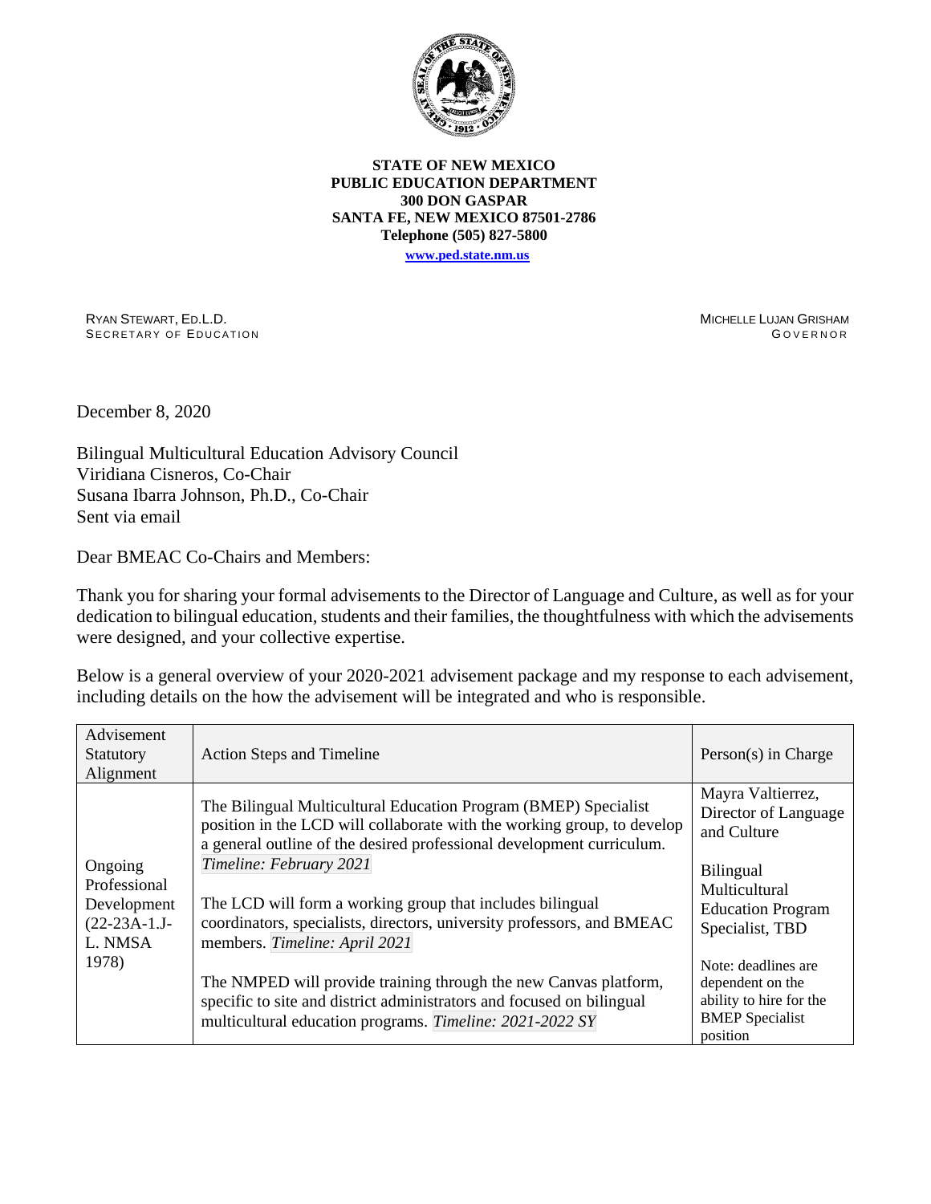**STATE OF NEW MEXICO**
**PUBLIC EDUCATION DEPARTMENT**
**300 DON GASPAR**
**SANTA FE, NEW MEXICO 87501-2786**
**Telephone (505) 827-5800**
**www.ped.state.nm.us**

RYAN STEWART, ED.L.D.
SECRETARY OF EDUCATION

MICHELLE LUJAN GRISHAM
GOVERNOR

December 8, 2020

Bilingual Multicultural Education Advisory Council
Viridiana Cisneros, Co-Chair
Susana Ibarra Johnson, Ph.D., Co-Chair
Sent via email

Dear BMEAC Co-Chairs and Members:

Thank you for sharing your formal advisements to the Director of Language and Culture, as well as for your dedication to bilingual education, students and their families, the thoughtfulness with which the advisements were designed, and your collective expertise.

Below is a general overview of your 2020-2021 advisement package and my response to each advisement, including details on the how the advisement will be integrated and who is responsible.

| Advisement Statutory Alignment | Action Steps and Timeline | Person(s) in Charge |
|---|---|---|
| Ongoing Professional Development (22-23A-1.J-L. NMSA 1978) | The Bilingual Multicultural Education Program (BMEP) Specialist position in the LCD will collaborate with the working group, to develop a general outline of the desired professional development curriculum. *Timeline: February 2021*<br><br>The LCD will form a working group that includes bilingual coordinators, specialists, directors, university professors, and BMEAC members. *Timeline: April 2021*<br><br>The NMPED will provide training through the new Canvas platform, specific to site and district administrators and focused on bilingual multicultural education programs. *Timeline: 2021-2022 SY* | Mayra Valtierrez, Director of Language and Culture<br><br>Bilingual Multicultural Education Program Specialist, TBD<br><br>Note: deadlines are dependent on the ability to hire for the BMEP Specialist position |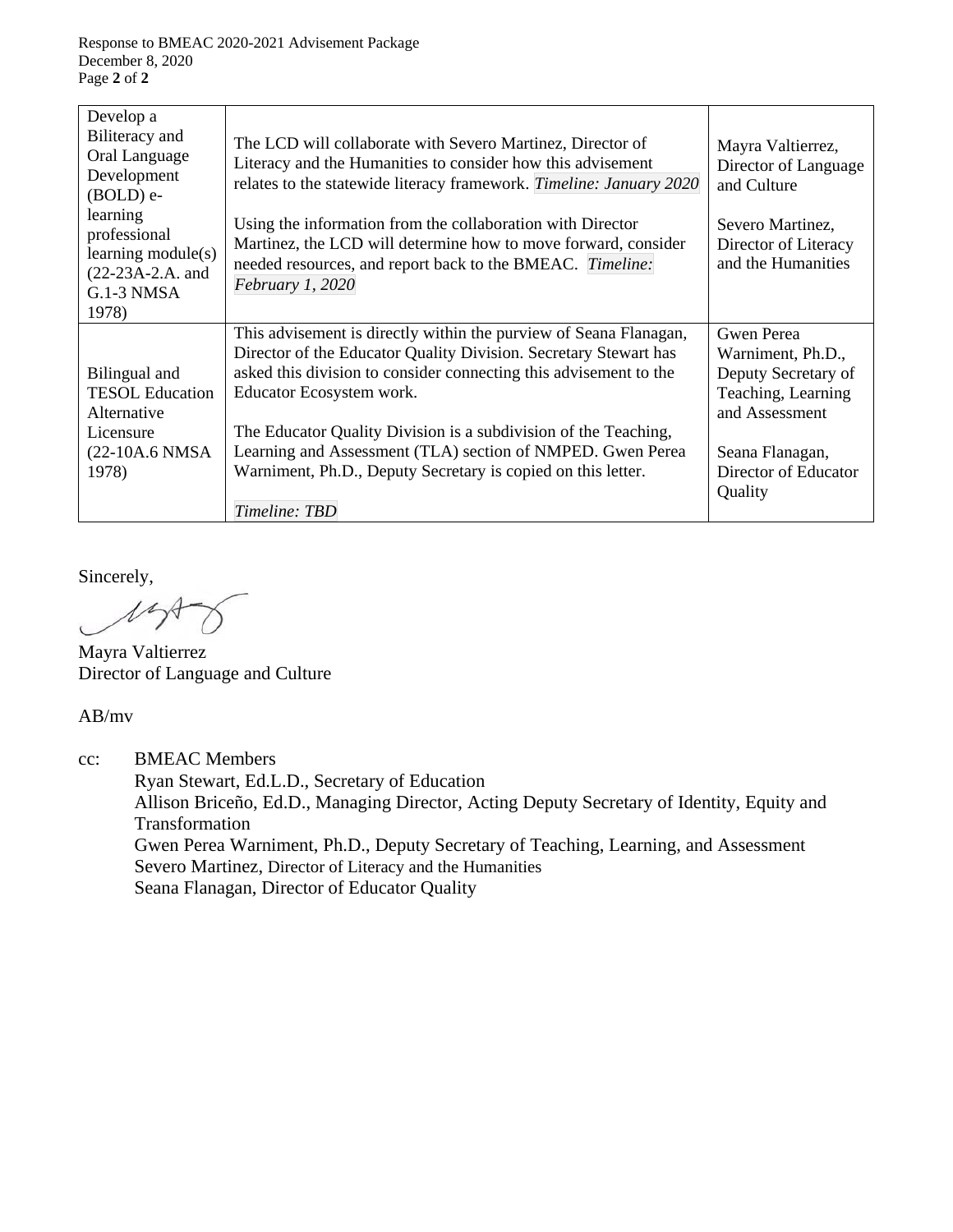| | | |
|---|---|---|
| Develop a Biliteracy and Oral Language Development (BOLD) e-learning professional learning module(s) (22-23A-2.A. and G.1-3 NMSA 1978) | The LCD will collaborate with Severo Martinez, Director of Literacy and the Humanities to consider how this advisement relates to the statewide literacy framework. *Timeline: January 2020*<br><br>Using the information from the collaboration with Director Martinez, the LCD will determine how to move forward, consider needed resources, and report back to the BMEAC. *Timeline: February 1, 2020* | Mayra Valtierrez, Director of Language and Culture<br><br>Severo Martinez, Director of Literacy and the Humanities |
| Bilingual and TESOL Education Alternative Licensure (22-10A.6 NMSA 1978) | This advisement is directly within the purview of Seana Flanagan, Director of the Educator Quality Division. Secretary Stewart has asked this division to consider connecting this advisement to the Educator Ecosystem work.<br><br>The Educator Quality Division is a subdivision of the Teaching, Learning and Assessment (TLA) section of NMPED. Gwen Perea Warniment, Ph.D., Deputy Secretary is copied on this letter.<br><br>*Timeline: TBD* | Gwen Perea Warniment, Ph.D., Deputy Secretary of Teaching, Learning and Assessment<br><br>Seana Flanagan, Director of Educator Quality |

Sincerely,

Mayra Valtierrez
Director of Language and Culture

AB/mv

cc: BMEAC Members
Ryan Stewart, Ed.L.D., Secretary of Education
Allison Briceño, Ed.D., Managing Director, Acting Deputy Secretary of Identity, Equity and Transformation
Gwen Perea Warniment, Ph.D., Deputy Secretary of Teaching, Learning, and Assessment
Severo Martinez, Director of Literacy and the Humanities
Seana Flanagan, Director of Educator Quality